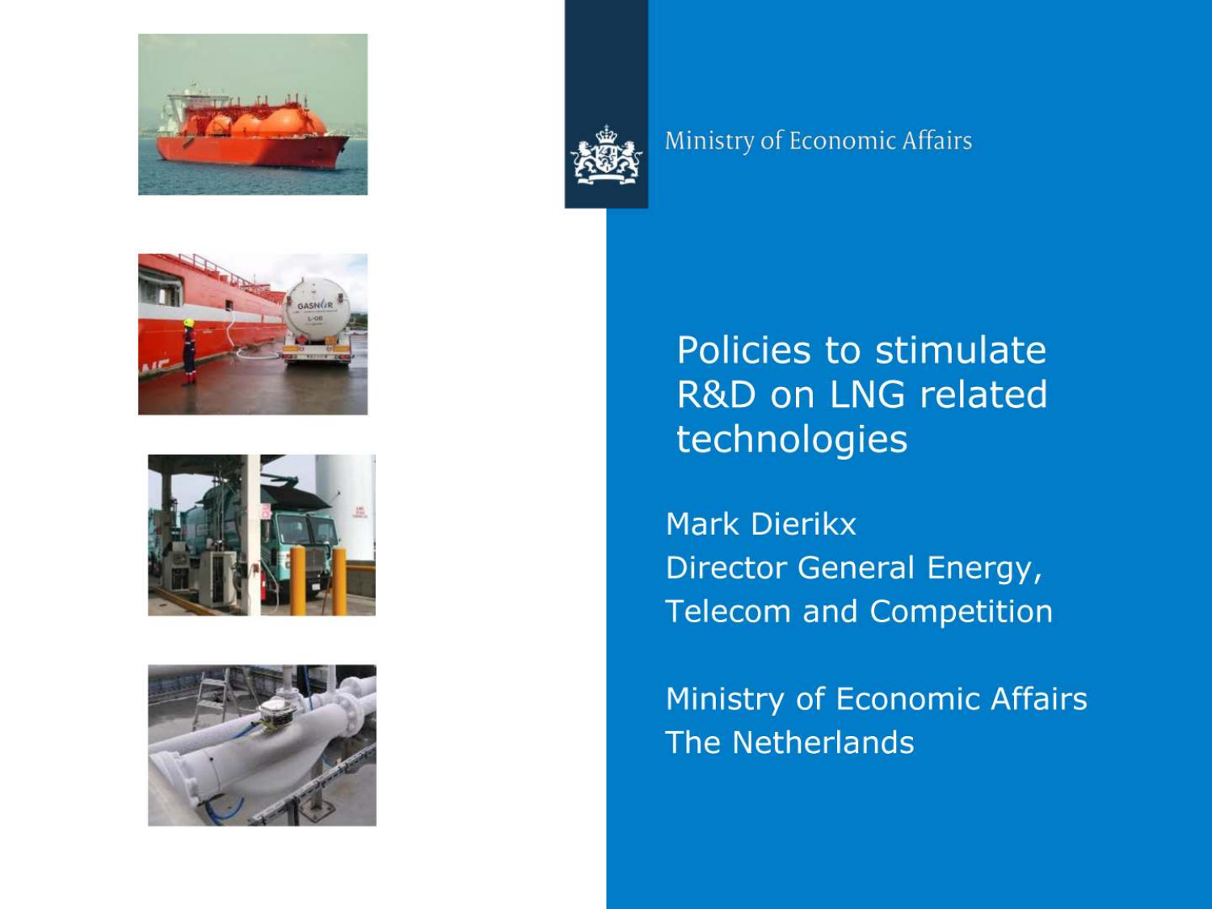Ministry of Economic Affairs

# Policies to stimulate R&D on LNG related technologies

Mark Dierikx
Director General Energy, Telecom and Competition

Ministry of Economic Affairs
The Netherlands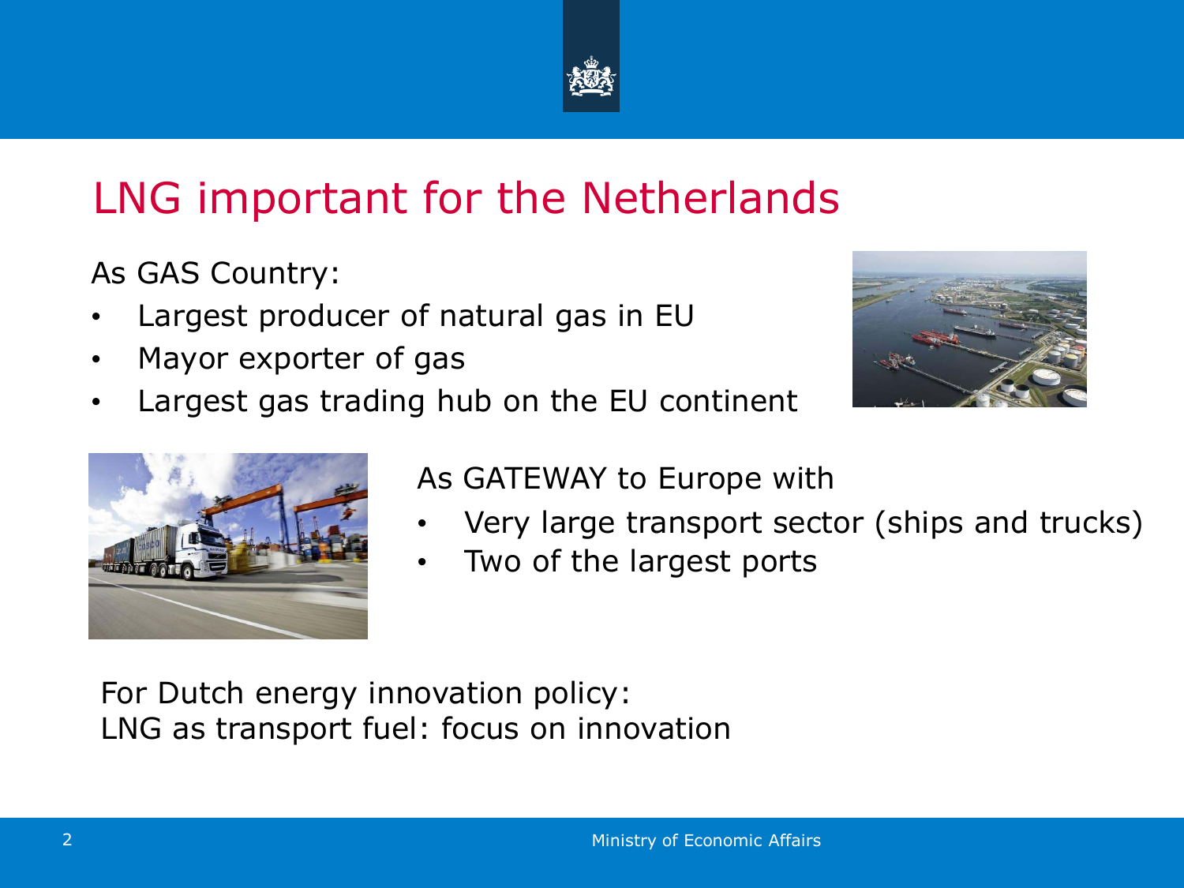# LNG important for the Netherlands

As GAS Country:

- Largest producer of natural gas in EU
- Mayor exporter of gas
- Largest gas trading hub on the EU continent

As GATEWAY to Europe with

- Very large transport sector (ships and trucks)
- Two of the largest ports

For Dutch energy innovation policy:
LNG as transport fuel: focus on innovation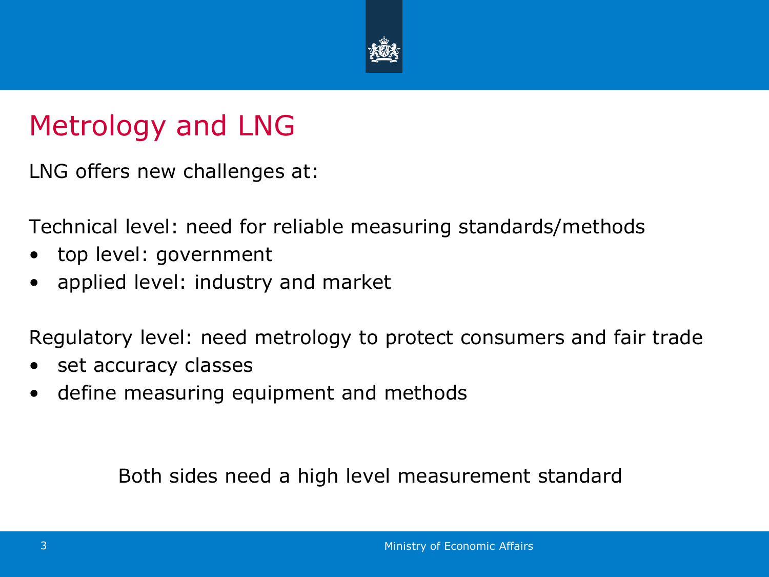# Metrology and LNG

LNG offers new challenges at:

Technical level: need for reliable measuring standards/methods

- top level: government
- applied level: industry and market

Regulatory level: need metrology to protect consumers and fair trade

- set accuracy classes
- define measuring equipment and methods

Both sides need a high level measurement standard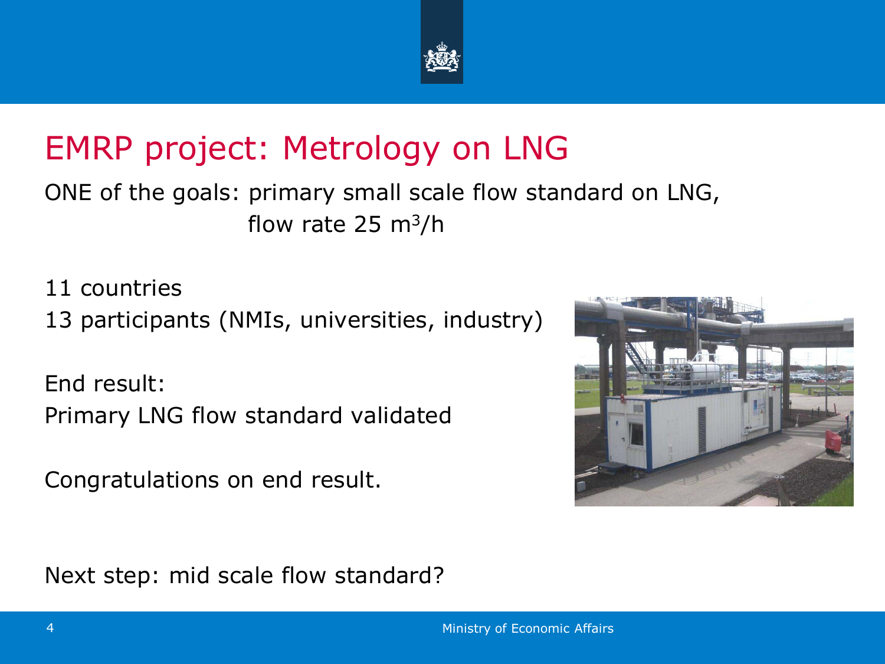# EMRP project: Metrology on LNG

ONE of the goals: primary small scale flow standard on LNG, flow rate 25 $m^3/h$

11 countries

13 participants (NMIs, universities, industry)

End result:

Primary LNG flow standard validated

Congratulations on end result.

Next step: mid scale flow standard?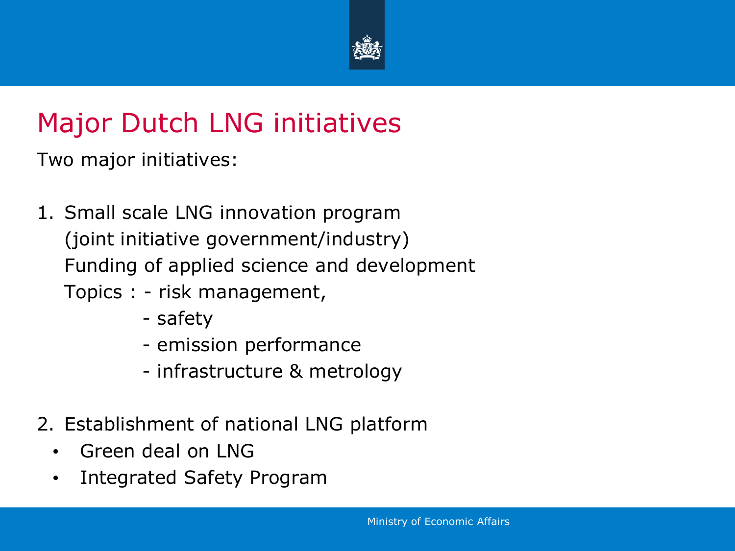# Major Dutch LNG initiatives

Two major initiatives:

1. Small scale LNG innovation program
   (joint initiative government/industry)
   Funding of applied science and development
   Topics : - risk management,
   - safety
   - emission performance
   - infrastructure & metrology

2. Establishment of national LNG platform
   - Green deal on LNG
   - Integrated Safety Program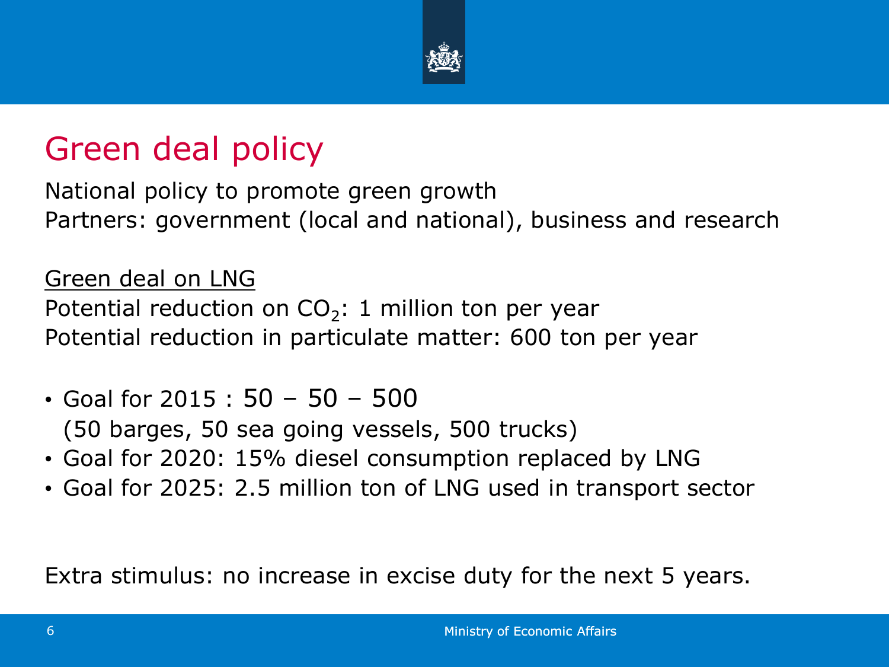# Green deal policy

National policy to promote green growth
Partners: government (local and national), business and research

Green deal on LNG

Potential reduction on $CO_2$: 1 million ton per year
Potential reduction in particulate matter: 600 ton per year

- Goal for 2015 : 50 – 50 – 500
  (50 barges, 50 sea going vessels, 500 trucks)
- Goal for 2020: 15% diesel consumption replaced by LNG
- Goal for 2025: 2.5 million ton of LNG used in transport sector

Extra stimulus: no increase in excise duty for the next 5 years.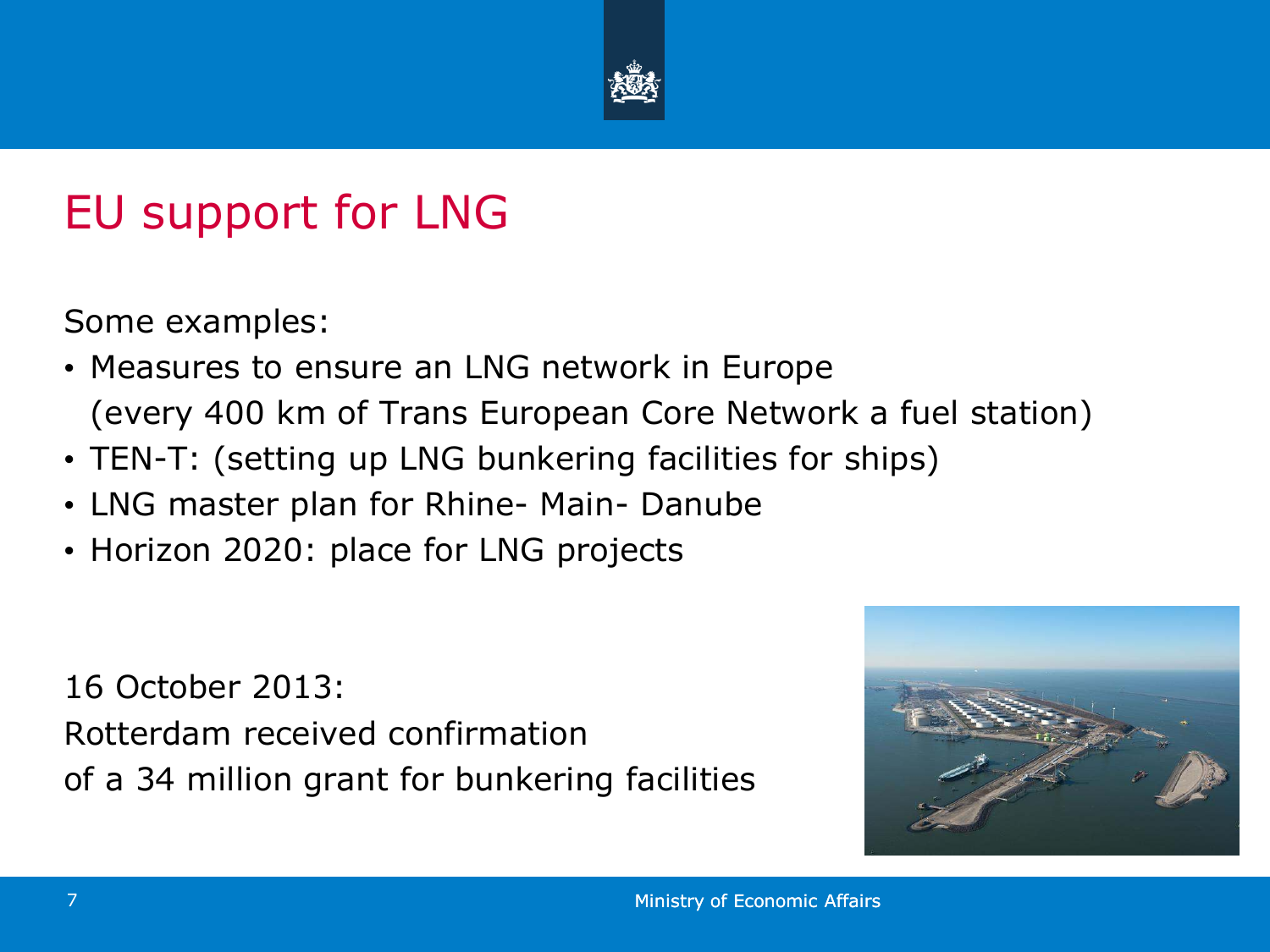# EU support for LNG

Some examples:

- Measures to ensure an LNG network in Europe (every 400 km of Trans European Core Network a fuel station)
- TEN-T: (setting up LNG bunkering facilities for ships)
- LNG master plan for Rhine- Main- Danube
- Horizon 2020: place for LNG projects

16 October 2013:
Rotterdam received confirmation
of a 34 million grant for bunkering facilities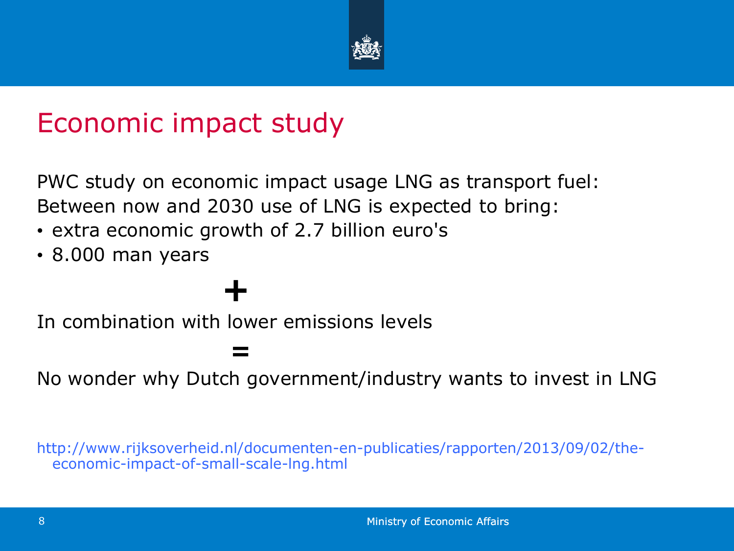# Economic impact study

PWC study on economic impact usage LNG as transport fuel:
Between now and 2030 use of LNG is expected to bring:

- extra economic growth of 2.7 billion euro's
- 8.000 man years

**+**

In combination with lower emissions levels

**=**

No wonder why Dutch government/industry wants to invest in LNG

http://www.rijksoverheid.nl/documenten-en-publicaties/rapporten/2013/09/02/the-economic-impact-of-small-scale-lng.html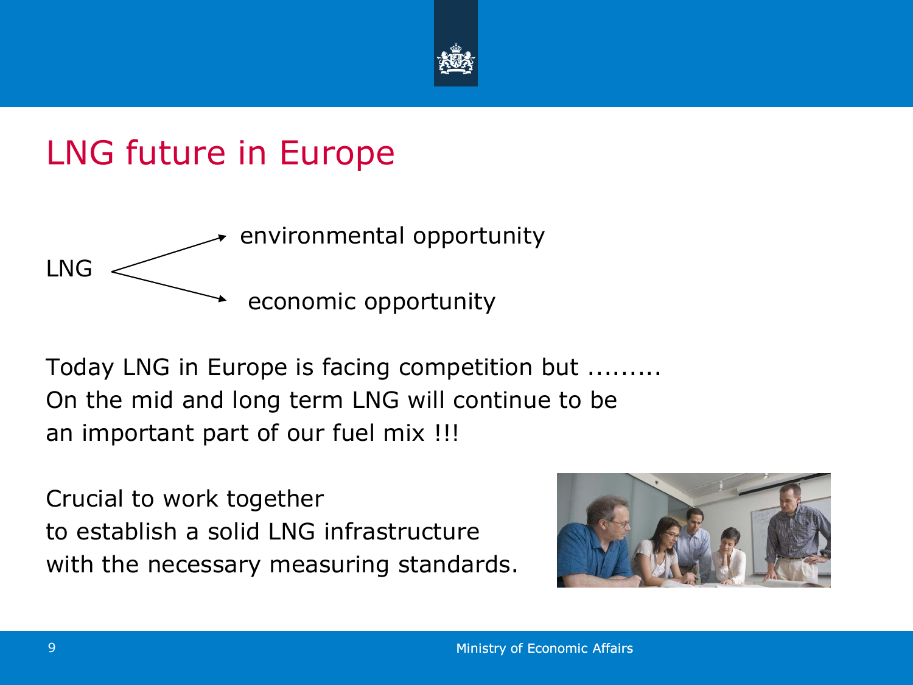# LNG future in Europe

LNG → environmental opportunity

LNG → economic opportunity

Today LNG in Europe is facing competition but .........
On the mid and long term LNG will continue to be an important part of our fuel mix !!!

Crucial to work together
to establish a solid LNG infrastructure
with the necessary measuring standards.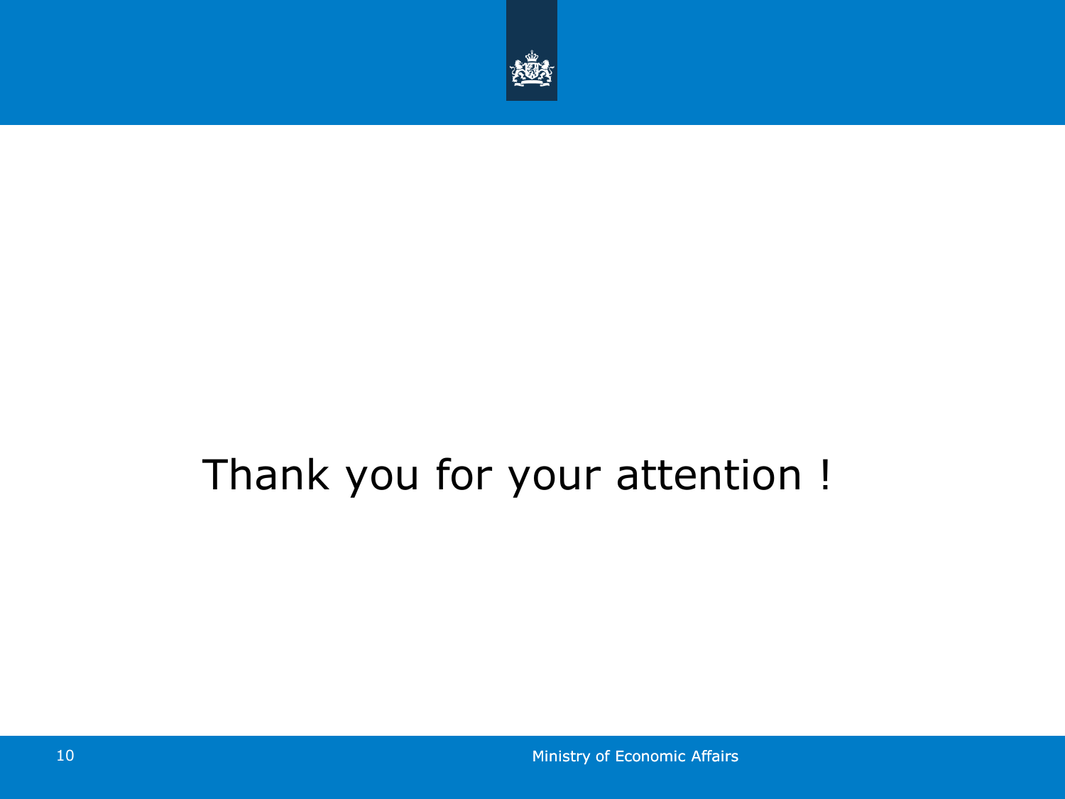Thank you for your attention !